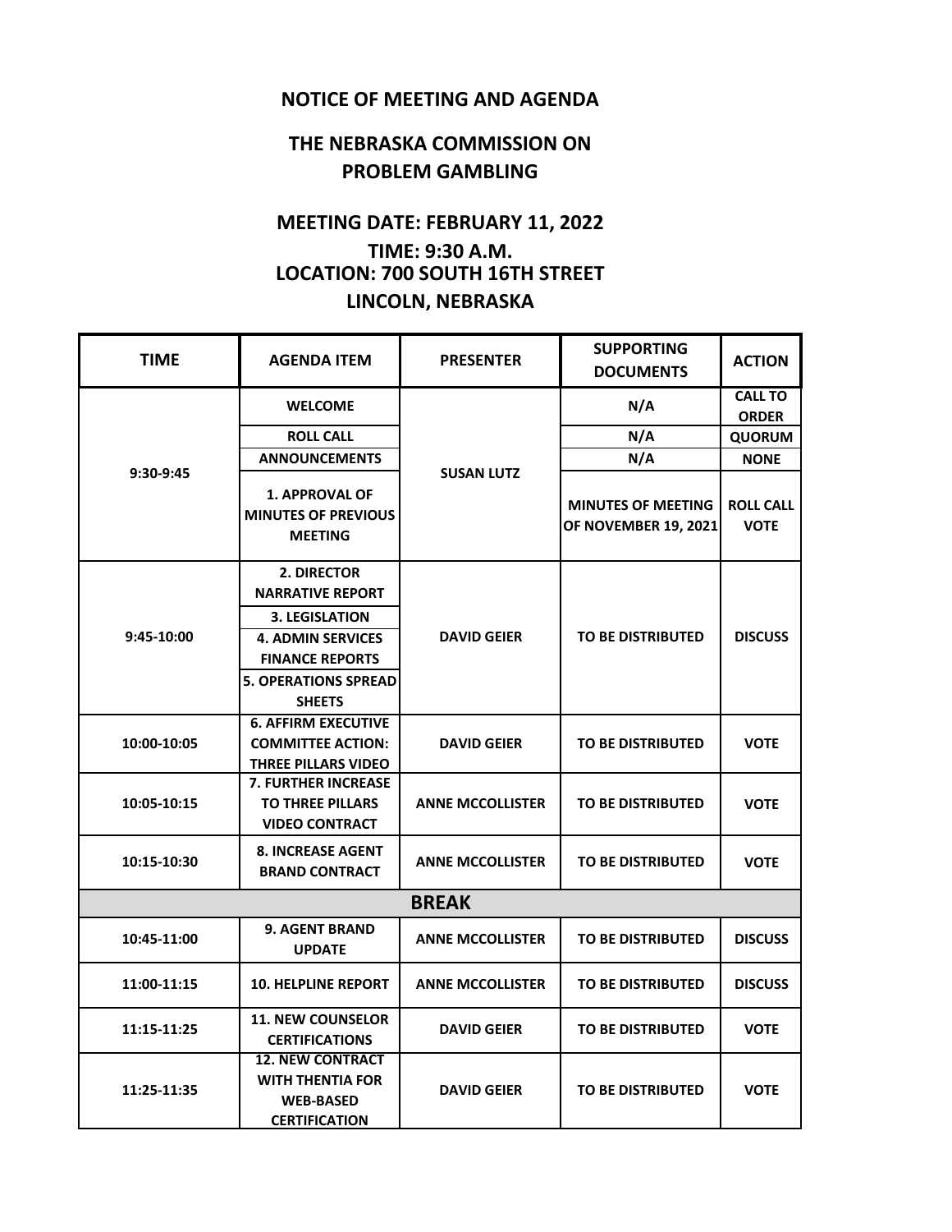# NOTICE OF MEETING AND AGENDA

## THE NEBRASKA COMMISSION ON PROBLEM GAMBLING

## MEETING DATE: FEBRUARY 11, 2022

**TIME: 9:30 A.M.**
**LOCATION: 700 SOUTH 16TH STREET**
**LINCOLN, NEBRASKA**

| TIME | AGENDA ITEM | PRESENTER | SUPPORTING DOCUMENTS | ACTION |
|---|---|---|---|---|
| 9:30-9:45 | WELCOME | SUSAN LUTZ | N/A | CALL TO ORDER |
| | ROLL CALL | | N/A | QUORUM |
| | ANNOUNCEMENTS | | N/A | NONE |
| | 1. APPROVAL OF MINUTES OF PREVIOUS MEETING | | MINUTES OF MEETING OF NOVEMBER 19, 2021 | ROLL CALL VOTE |
| 9:45-10:00 | 2. DIRECTOR NARRATIVE REPORT | DAVID GEIER | TO BE DISTRIBUTED | DISCUSS |
| | 3. LEGISLATION | | | |
| | 4. ADMIN SERVICES FINANCE REPORTS | | | |
| | 5. OPERATIONS SPREAD SHEETS | | | |
| 10:00-10:05 | 6. AFFIRM EXECUTIVE COMMITTEE ACTION: THREE PILLARS VIDEO | DAVID GEIER | TO BE DISTRIBUTED | VOTE |
| 10:05-10:15 | 7. FURTHER INCREASE TO THREE PILLARS VIDEO CONTRACT | ANNE MCCOLLISTER | TO BE DISTRIBUTED | VOTE |
| 10:15-10:30 | 8. INCREASE AGENT BRAND CONTRACT | ANNE MCCOLLISTER | TO BE DISTRIBUTED | VOTE |
| **BREAK** | | | | |
| 10:45-11:00 | 9. AGENT BRAND UPDATE | ANNE MCCOLLISTER | TO BE DISTRIBUTED | DISCUSS |
| 11:00-11:15 | 10. HELPLINE REPORT | ANNE MCCOLLISTER | TO BE DISTRIBUTED | DISCUSS |
| 11:15-11:25 | 11. NEW COUNSELOR CERTIFICATIONS | DAVID GEIER | TO BE DISTRIBUTED | VOTE |
| 11:25-11:35 | 12. NEW CONTRACT WITH THENTIA FOR WEB-BASED CERTIFICATION | DAVID GEIER | TO BE DISTRIBUTED | VOTE |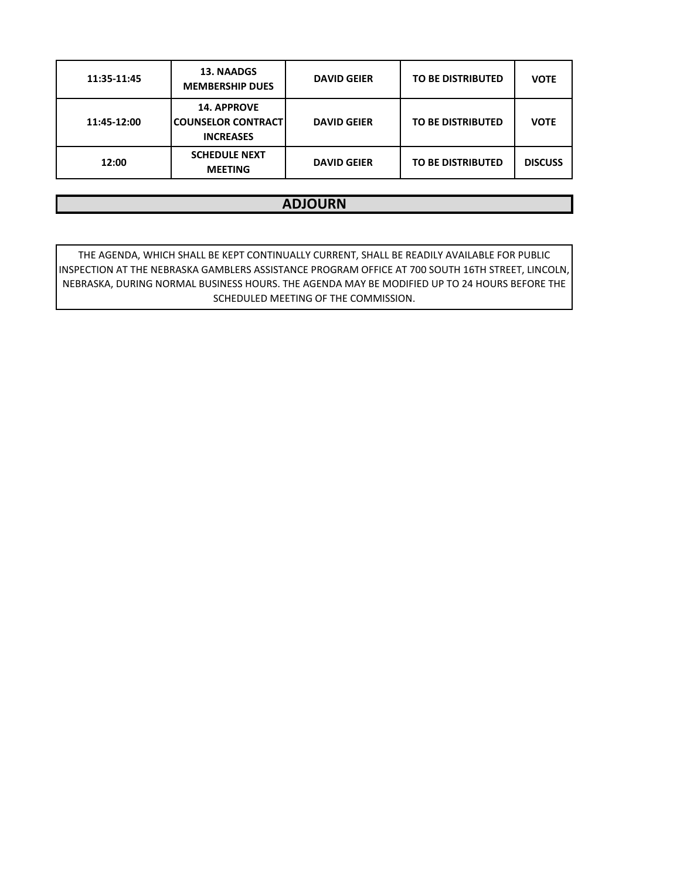| | | | | |
|---|---|---|---|---|
| 11:35-11:45 | 13. NAADGS MEMBERSHIP DUES | DAVID GEIER | TO BE DISTRIBUTED | VOTE |
| 11:45-12:00 | 14. APPROVE COUNSELOR CONTRACT INCREASES | DAVID GEIER | TO BE DISTRIBUTED | VOTE |
| 12:00 | SCHEDULE NEXT MEETING | DAVID GEIER | TO BE DISTRIBUTED | DISCUSS |

## ADJOURN

THE AGENDA, WHICH SHALL BE KEPT CONTINUALLY CURRENT, SHALL BE READILY AVAILABLE FOR PUBLIC INSPECTION AT THE NEBRASKA GAMBLERS ASSISTANCE PROGRAM OFFICE AT 700 SOUTH 16TH STREET, LINCOLN, NEBRASKA, DURING NORMAL BUSINESS HOURS. THE AGENDA MAY BE MODIFIED UP TO 24 HOURS BEFORE THE SCHEDULED MEETING OF THE COMMISSION.